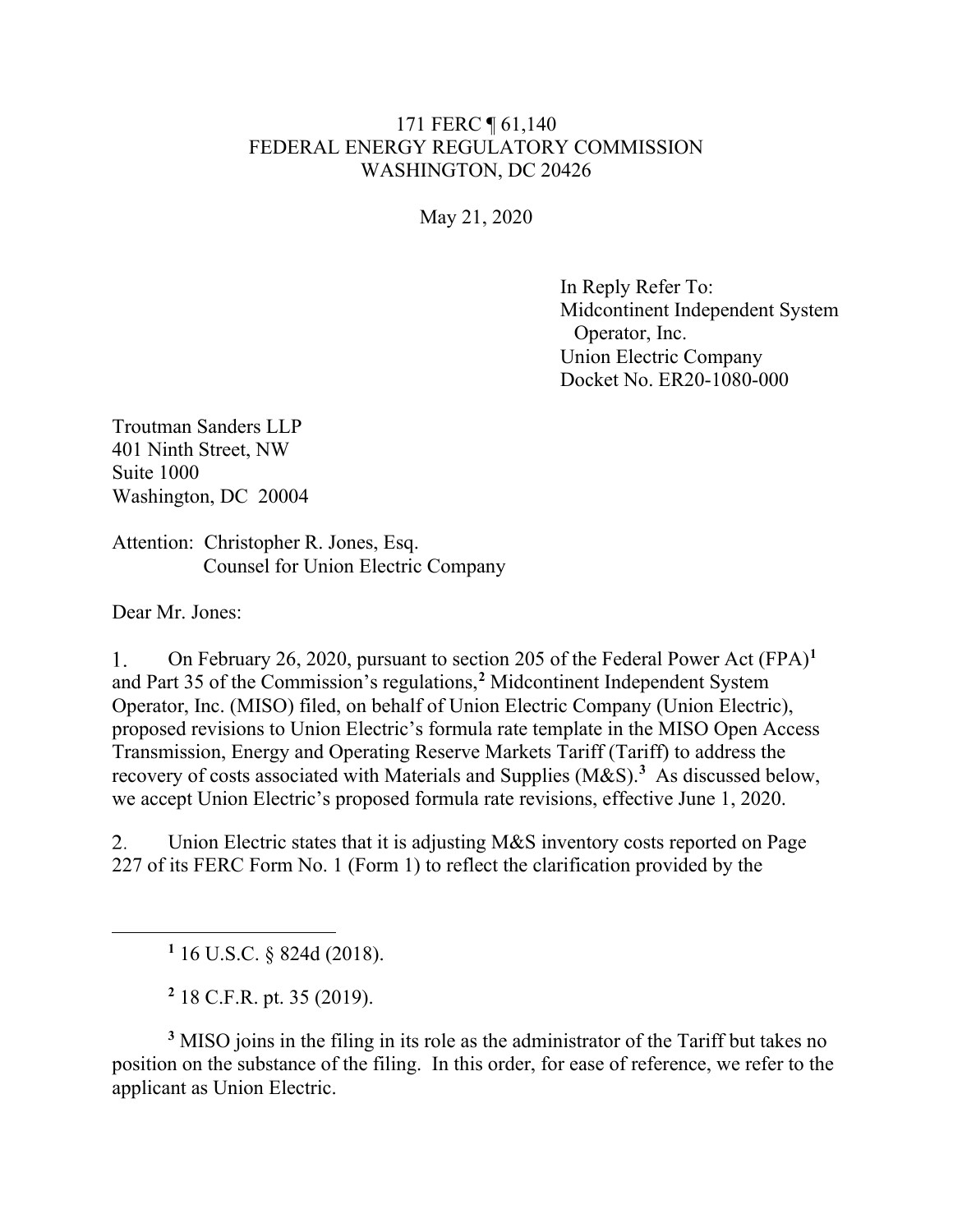171 FERC ¶ 61,140
FEDERAL ENERGY REGULATORY COMMISSION
WASHINGTON, DC 20426

May 21, 2020

In Reply Refer To:
Midcontinent Independent System
Operator, Inc.
Union Electric Company
Docket No. ER20-1080-000

Troutman Sanders LLP
401 Ninth Street, NW
Suite 1000
Washington, DC 20004

Attention: Christopher R. Jones, Esq.
Counsel for Union Electric Company

Dear Mr. Jones:

1. On February 26, 2020, pursuant to section 205 of the Federal Power Act (FPA)[1] and Part 35 of the Commission's regulations,[2] Midcontinent Independent System Operator, Inc. (MISO) filed, on behalf of Union Electric Company (Union Electric), proposed revisions to Union Electric's formula rate template in the MISO Open Access Transmission, Energy and Operating Reserve Markets Tariff (Tariff) to address the recovery of costs associated with Materials and Supplies (M&S).[3] As discussed below, we accept Union Electric's proposed formula rate revisions, effective June 1, 2020.

2. Union Electric states that it is adjusting M&S inventory costs reported on Page 227 of its FERC Form No. 1 (Form 1) to reflect the clarification provided by the

---

[1] 16 U.S.C. § 824d (2018).

[2] 18 C.F.R. pt. 35 (2019).

[3] MISO joins in the filing in its role as the administrator of the Tariff but takes no position on the substance of the filing. In this order, for ease of reference, we refer to the applicant as Union Electric.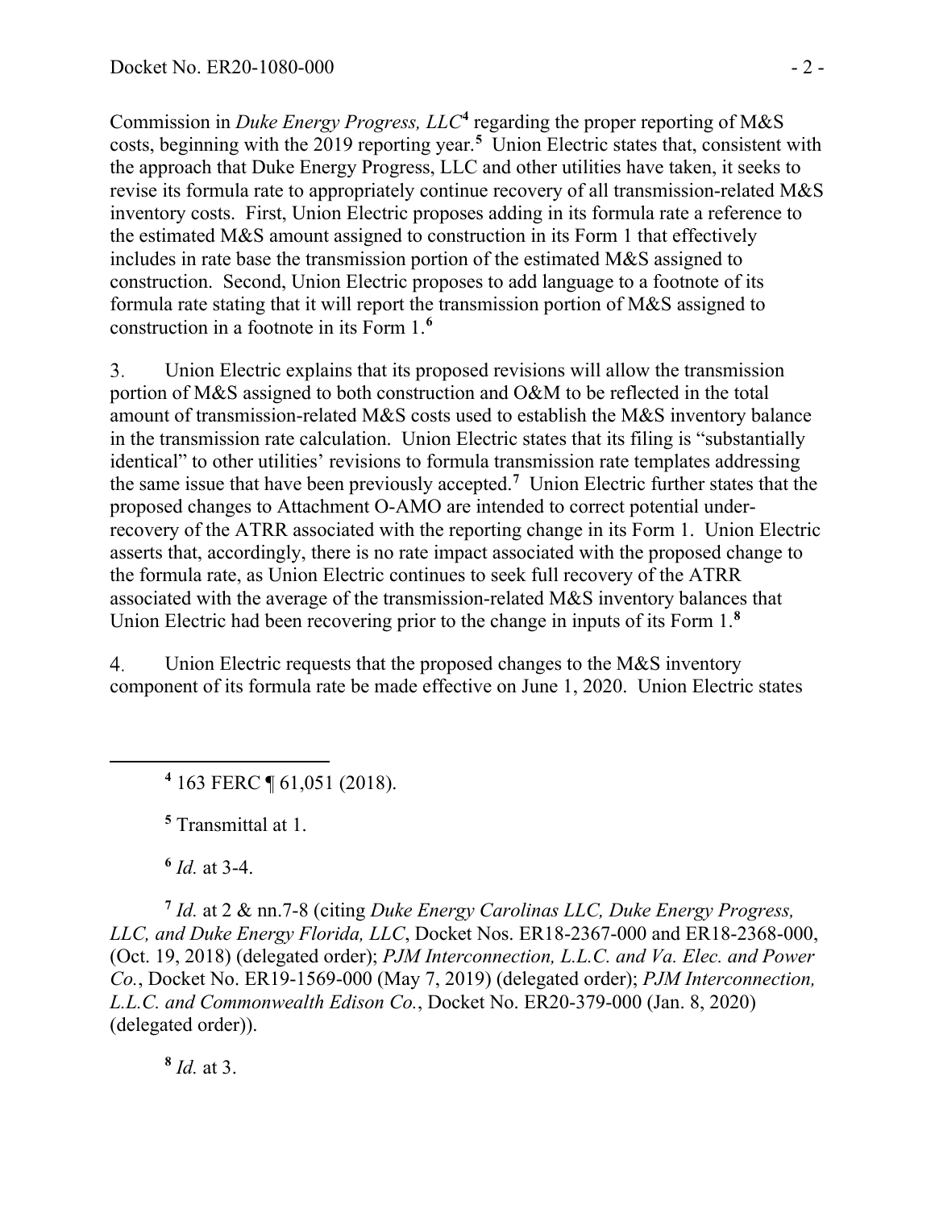Commission in *Duke Energy Progress, LLC*[4] regarding the proper reporting of M&S costs, beginning with the 2019 reporting year.[5] Union Electric states that, consistent with the approach that Duke Energy Progress, LLC and other utilities have taken, it seeks to revise its formula rate to appropriately continue recovery of all transmission-related M&S inventory costs. First, Union Electric proposes adding in its formula rate a reference to the estimated M&S amount assigned to construction in its Form 1 that effectively includes in rate base the transmission portion of the estimated M&S assigned to construction. Second, Union Electric proposes to add language to a footnote of its formula rate stating that it will report the transmission portion of M&S assigned to construction in a footnote in its Form 1.[6]

3. Union Electric explains that its proposed revisions will allow the transmission portion of M&S assigned to both construction and O&M to be reflected in the total amount of transmission-related M&S costs used to establish the M&S inventory balance in the transmission rate calculation. Union Electric states that its filing is "substantially identical" to other utilities' revisions to formula transmission rate templates addressing the same issue that have been previously accepted.[7] Union Electric further states that the proposed changes to Attachment O-AMO are intended to correct potential under-recovery of the ATRR associated with the reporting change in its Form 1. Union Electric asserts that, accordingly, there is no rate impact associated with the proposed change to the formula rate, as Union Electric continues to seek full recovery of the ATRR associated with the average of the transmission-related M&S inventory balances that Union Electric had been recovering prior to the change in inputs of its Form 1.[8]

4. Union Electric requests that the proposed changes to the M&S inventory component of its formula rate be made effective on June 1, 2020. Union Electric states

---

[4] 163 FERC ¶ 61,051 (2018).

[5] Transmittal at 1.

[6] *Id.* at 3-4.

[7] *Id.* at 2 & nn.7-8 (citing *Duke Energy Carolinas LLC, Duke Energy Progress, LLC, and Duke Energy Florida, LLC*, Docket Nos. ER18-2367-000 and ER18-2368-000, (Oct. 19, 2018) (delegated order); *PJM Interconnection, L.L.C. and Va. Elec. and Power Co.*, Docket No. ER19-1569-000 (May 7, 2019) (delegated order); *PJM Interconnection, L.L.C. and Commonwealth Edison Co.*, Docket No. ER20-379-000 (Jan. 8, 2020) (delegated order)).

[8] *Id.* at 3.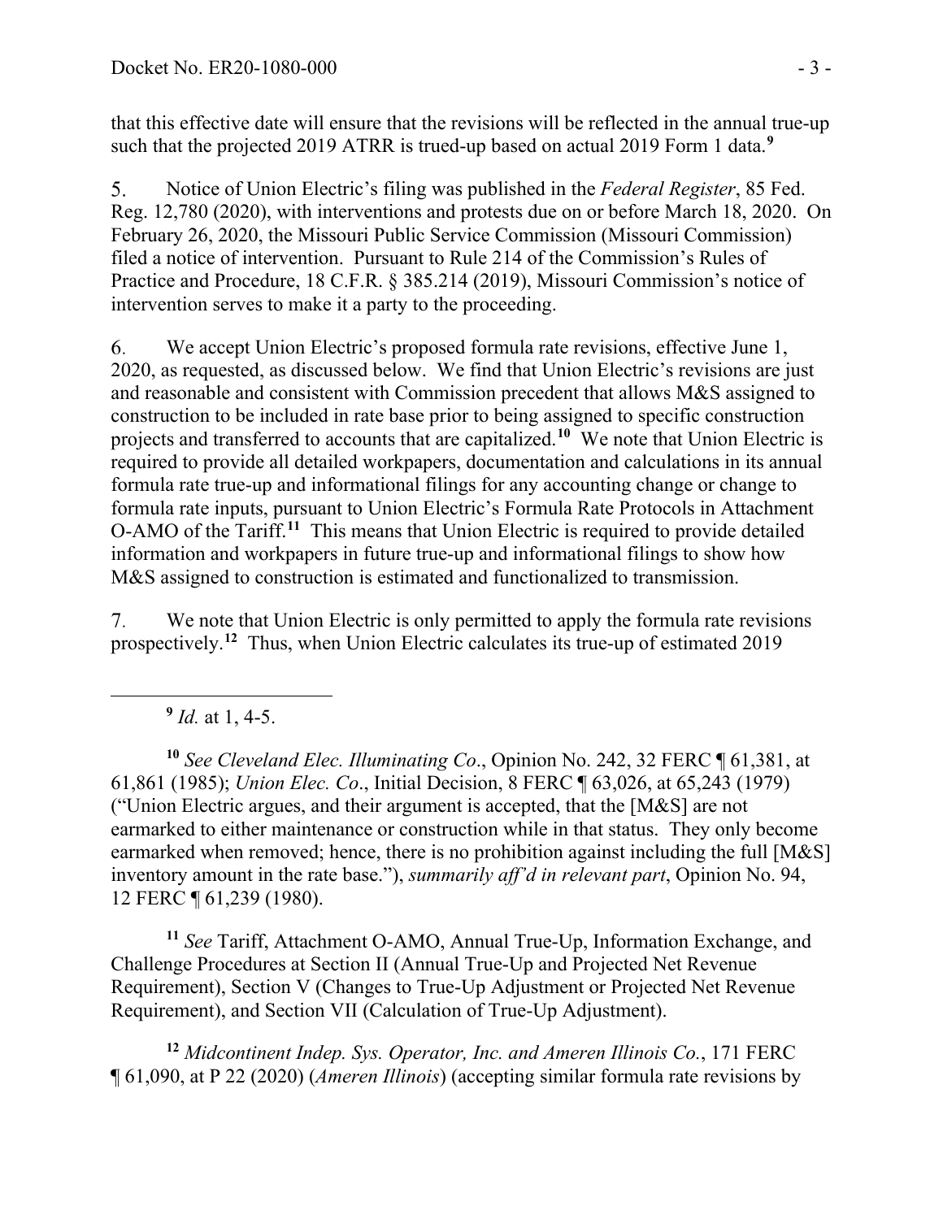that this effective date will ensure that the revisions will be reflected in the annual true-up such that the projected 2019 ATRR is trued-up based on actual 2019 Form 1 data.[9]

5. Notice of Union Electric's filing was published in the *Federal Register*, 85 Fed. Reg. 12,780 (2020), with interventions and protests due on or before March 18, 2020. On February 26, 2020, the Missouri Public Service Commission (Missouri Commission) filed a notice of intervention. Pursuant to Rule 214 of the Commission's Rules of Practice and Procedure, 18 C.F.R. § 385.214 (2019), Missouri Commission's notice of intervention serves to make it a party to the proceeding.

6. We accept Union Electric's proposed formula rate revisions, effective June 1, 2020, as requested, as discussed below. We find that Union Electric's revisions are just and reasonable and consistent with Commission precedent that allows M&S assigned to construction to be included in rate base prior to being assigned to specific construction projects and transferred to accounts that are capitalized.[10] We note that Union Electric is required to provide all detailed workpapers, documentation and calculations in its annual formula rate true-up and informational filings for any accounting change or change to formula rate inputs, pursuant to Union Electric's Formula Rate Protocols in Attachment O-AMO of the Tariff.[11] This means that Union Electric is required to provide detailed information and workpapers in future true-up and informational filings to show how M&S assigned to construction is estimated and functionalized to transmission.

7. We note that Union Electric is only permitted to apply the formula rate revisions prospectively.[12] Thus, when Union Electric calculates its true-up of estimated 2019

---

[9] *Id.* at 1, 4-5.

[10] *See Cleveland Elec. Illuminating Co*., Opinion No. 242, 32 FERC ¶ 61,381, at 61,861 (1985); *Union Elec. Co*., Initial Decision, 8 FERC ¶ 63,026, at 65,243 (1979) ("Union Electric argues, and their argument is accepted, that the [M&S] are not earmarked to either maintenance or construction while in that status. They only become earmarked when removed; hence, there is no prohibition against including the full [M&S] inventory amount in the rate base."), *summarily aff'd in relevant part*, Opinion No. 94, 12 FERC ¶ 61,239 (1980).

[11] *See* Tariff, Attachment O-AMO, Annual True-Up, Information Exchange, and Challenge Procedures at Section II (Annual True-Up and Projected Net Revenue Requirement), Section V (Changes to True-Up Adjustment or Projected Net Revenue Requirement), and Section VII (Calculation of True-Up Adjustment).

[12] *Midcontinent Indep. Sys. Operator, Inc. and Ameren Illinois Co.*, 171 FERC ¶ 61,090, at P 22 (2020) (*Ameren Illinois*) (accepting similar formula rate revisions by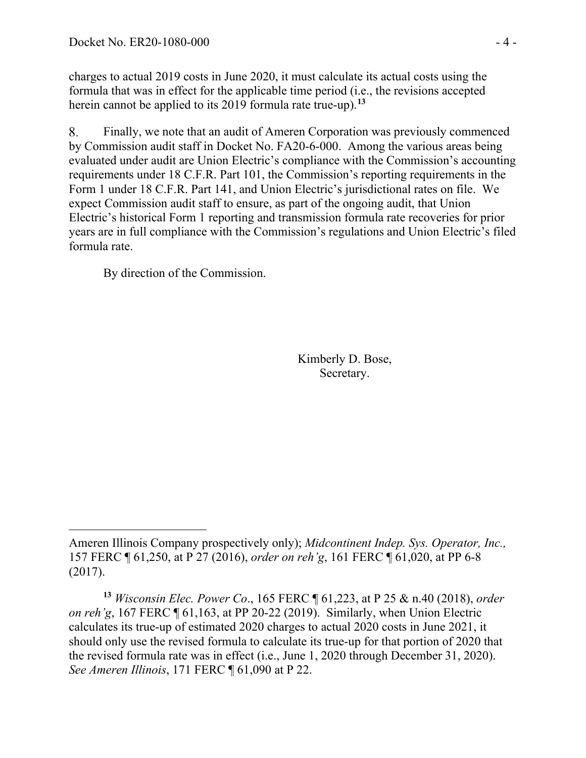charges to actual 2019 costs in June 2020, it must calculate its actual costs using the formula that was in effect for the applicable time period (i.e., the revisions accepted herein cannot be applied to its 2019 formula rate true-up).[13]

8. Finally, we note that an audit of Ameren Corporation was previously commenced by Commission audit staff in Docket No. FA20-6-000. Among the various areas being evaluated under audit are Union Electric's compliance with the Commission's accounting requirements under 18 C.F.R. Part 101, the Commission's reporting requirements in the Form 1 under 18 C.F.R. Part 141, and Union Electric's jurisdictional rates on file. We expect Commission audit staff to ensure, as part of the ongoing audit, that Union Electric's historical Form 1 reporting and transmission formula rate recoveries for prior years are in full compliance with the Commission's regulations and Union Electric's filed formula rate.

By direction of the Commission.

Kimberly D. Bose,
Secretary.

---

Ameren Illinois Company prospectively only); *Midcontinent Indep. Sys. Operator, Inc.,* 157 FERC ¶ 61,250, at P 27 (2016), *order on reh'g*, 161 FERC ¶ 61,020, at PP 6-8 (2017).

[13] *Wisconsin Elec. Power Co*., 165 FERC ¶ 61,223, at P 25 & n.40 (2018), *order on reh'g*, 167 FERC ¶ 61,163, at PP 20-22 (2019). Similarly, when Union Electric calculates its true-up of estimated 2020 charges to actual 2020 costs in June 2021, it should only use the revised formula to calculate its true-up for that portion of 2020 that the revised formula rate was in effect (i.e., June 1, 2020 through December 31, 2020). *See Ameren Illinois*, 171 FERC ¶ 61,090 at P 22.